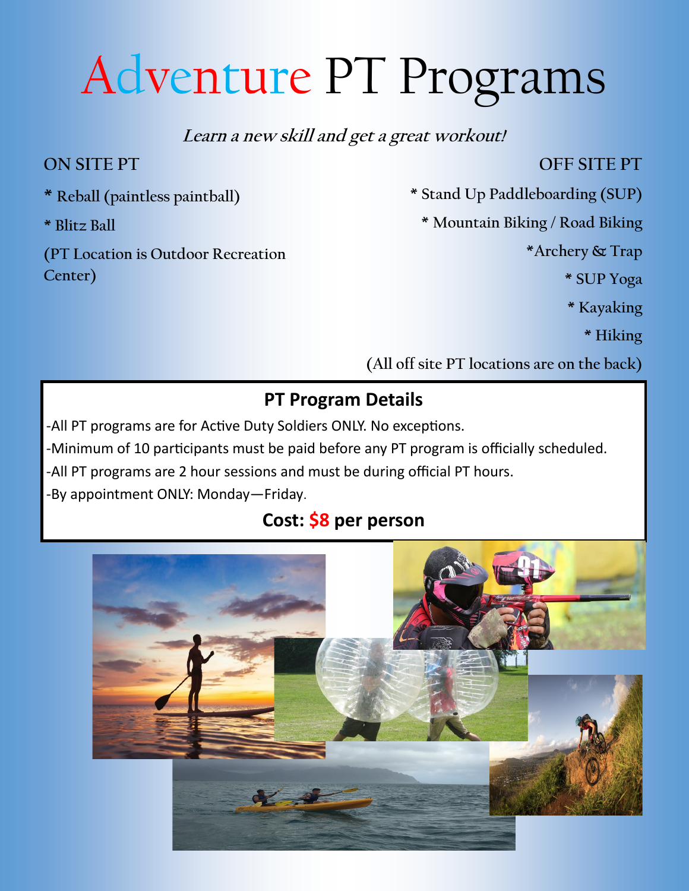# Adventure PT Programs

*Learn a new skill and get a great workout!*

ON SITE PT

* Reball (paintless paintball)
* Blitz Ball

(PT Location is Outdoor Recreation Center)

OFF SITE PT

* Stand Up Paddleboarding (SUP)
* Mountain Biking / Road Biking
* Archery & Trap
* SUP Yoga
* Kayaking
* Hiking

(All off site PT locations are on the back)

## PT Program Details

-All PT programs are for Active Duty Soldiers ONLY. No exceptions.

-Minimum of 10 participants must be paid before any PT program is officially scheduled.

-All PT programs are 2 hour sessions and must be during official PT hours.

-By appointment ONLY: Monday—Friday.

**Cost: $8 per person**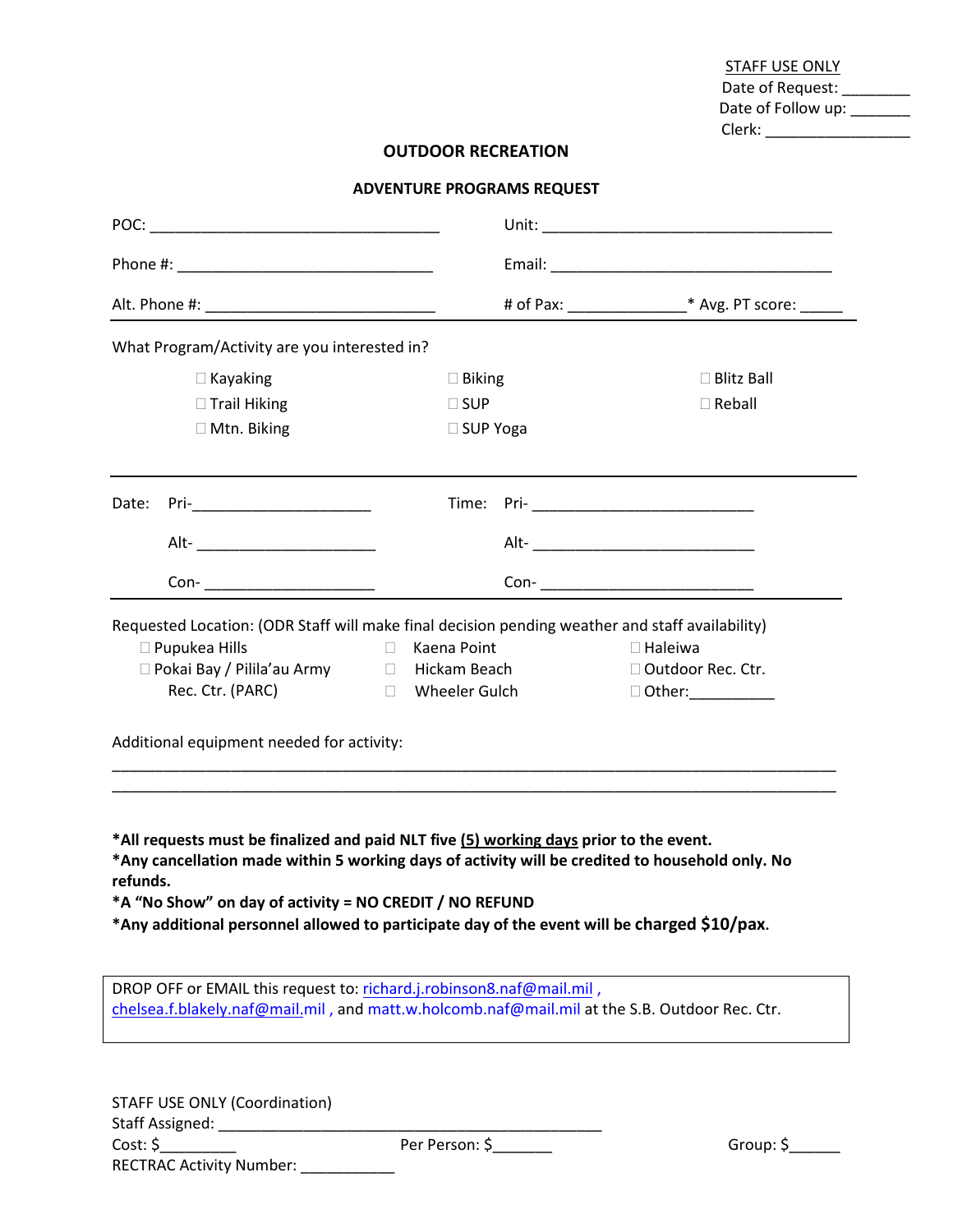STAFF USE ONLY
Date of Request: ________
Date of Follow up: _______
Clerk: _________________

## OUTDOOR RECREATION

### ADVENTURE PROGRAMS REQUEST

POC: ___________________________________ Unit: ___________________________________

Phone #: ______________________________ Email: __________________________________

Alt. Phone #: ___________________________ # of Pax: _____________* Avg. PT score: _____

What Program/Activity are you interested in?

| | | |
|---|---|---|
| ☐ Kayaking | ☐ Biking | ☐ Blitz Ball |
| ☐ Trail Hiking | ☐ SUP | ☐ Reball |
| ☐ Mtn. Biking | ☐ SUP Yoga | |

Date: Pri-_____________________ Time: Pri- __________________________

Alt- _____________________ Alt- __________________________

Con- ____________________ Con- _________________________

Requested Location: (ODR Staff will make final decision pending weather and staff availability)

| | | |
|---|---|---|
| ☐ Pupukea Hills | ☐ Kaena Point | ☐ Haleiwa |
| ☐ Pokai Bay / Pilila'au Army Rec. Ctr. (PARC) | ☐ Hickam Beach | ☐ Outdoor Rec. Ctr. |
| | ☐ Wheeler Gulch | ☐ Other:__________ |

Additional equipment needed for activity:

_____________________________________________________________________________________
_____________________________________________________________________________________

**\*All requests must be finalized and paid NLT five (5) working days prior to the event.**
**\*Any cancellation made within 5 working days of activity will be credited to household only. No refunds.**
**\*A "No Show" on day of activity = NO CREDIT / NO REFUND**
**\*Any additional personnel allowed to participate day of the event will be charged $10/pax.**

DROP OFF or EMAIL this request to: richard.j.robinson8.naf@mail.mil , chelsea.f.blakely.naf@mail.mil , and matt.w.holcomb.naf@mail.mil at the S.B. Outdoor Rec. Ctr.

STAFF USE ONLY (Coordination)
Staff Assigned: _______________________________________________
Cost: $_________ Per Person: $_______ Group: $______
RECTRAC Activity Number: ___________